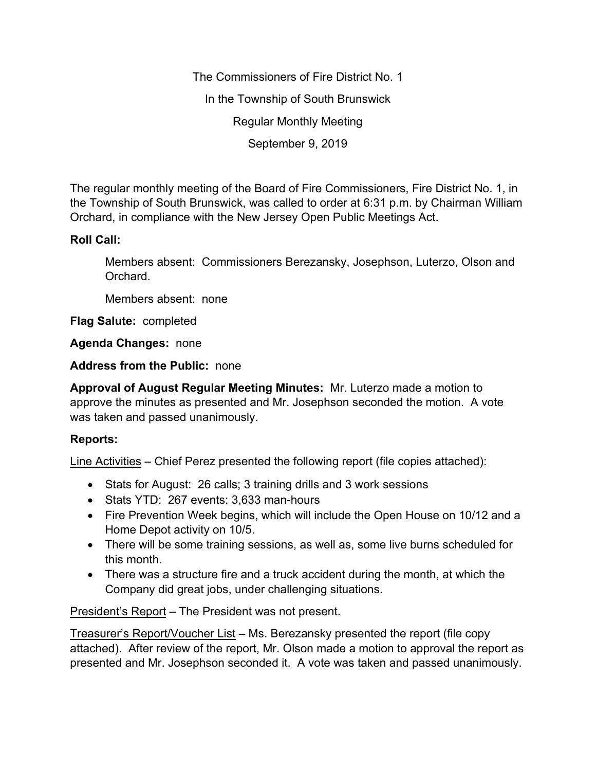The Commissioners of Fire District No. 1

In the Township of South Brunswick

Regular Monthly Meeting

September 9, 2019

The regular monthly meeting of the Board of Fire Commissioners, Fire District No. 1, in the Township of South Brunswick, was called to order at 6:31 p.m. by Chairman William Orchard, in compliance with the New Jersey Open Public Meetings Act.

**Roll Call:**

Members absent: Commissioners Berezansky, Josephson, Luterzo, Olson and Orchard.

Members absent: none

**Flag Salute:** completed

**Agenda Changes:** none

**Address from the Public:** none

**Approval of August Regular Meeting Minutes:** Mr. Luterzo made a motion to approve the minutes as presented and Mr. Josephson seconded the motion. A vote was taken and passed unanimously.

**Reports:**

<u>Line Activities</u> – Chief Perez presented the following report (file copies attached):

- Stats for August: 26 calls; 3 training drills and 3 work sessions
- Stats YTD: 267 events: 3,633 man-hours
- Fire Prevention Week begins, which will include the Open House on 10/12 and a Home Depot activity on 10/5.
- There will be some training sessions, as well as, some live burns scheduled for this month.
- There was a structure fire and a truck accident during the month, at which the Company did great jobs, under challenging situations.

<u>President's Report</u> – The President was not present.

<u>Treasurer's Report/Voucher List</u> – Ms. Berezansky presented the report (file copy attached). After review of the report, Mr. Olson made a motion to approval the report as presented and Mr. Josephson seconded it. A vote was taken and passed unanimously.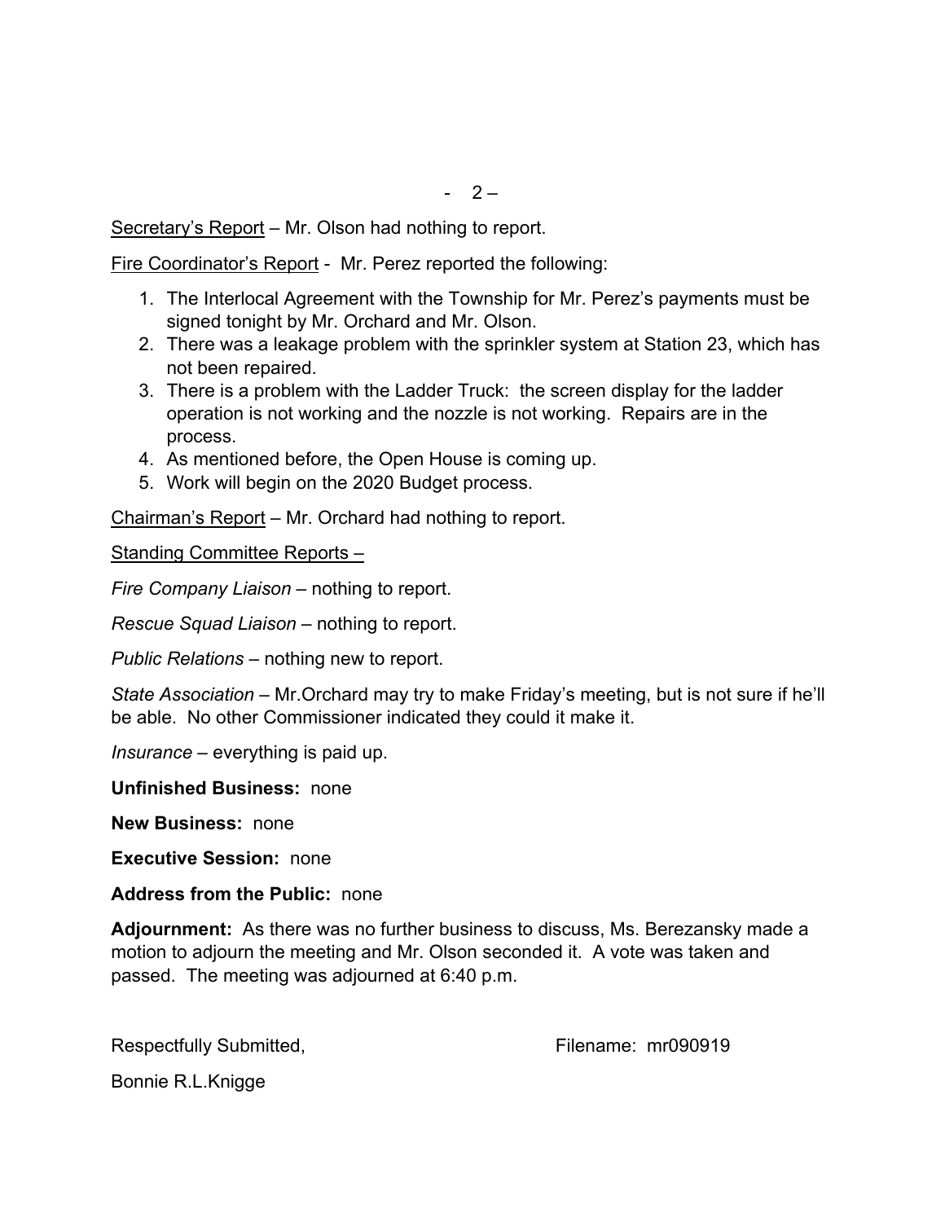<u>Secretary's Report</u> – Mr. Olson had nothing to report.

<u>Fire Coordinator's Report</u> - Mr. Perez reported the following:

1. The Interlocal Agreement with the Township for Mr. Perez's payments must be signed tonight by Mr. Orchard and Mr. Olson.
2. There was a leakage problem with the sprinkler system at Station 23, which has not been repaired.
3. There is a problem with the Ladder Truck: the screen display for the ladder operation is not working and the nozzle is not working. Repairs are in the process.
4. As mentioned before, the Open House is coming up.
5. Work will begin on the 2020 Budget process.

<u>Chairman's Report</u> – Mr. Orchard had nothing to report.

<u>Standing Committee Reports –</u>

*Fire Company Liaison* – nothing to report.

*Rescue Squad Liaison* – nothing to report.

*Public Relations* – nothing new to report.

*State Association* – Mr.Orchard may try to make Friday's meeting, but is not sure if he'll be able. No other Commissioner indicated they could it make it.

*Insurance* – everything is paid up.

**Unfinished Business:** none

**New Business:** none

**Executive Session:** none

**Address from the Public:** none

**Adjournment:** As there was no further business to discuss, Ms. Berezansky made a motion to adjourn the meeting and Mr. Olson seconded it. A vote was taken and passed. The meeting was adjourned at 6:40 p.m.

Respectfully Submitted,

Bonnie R.L.Knigge

Filename: mr090919